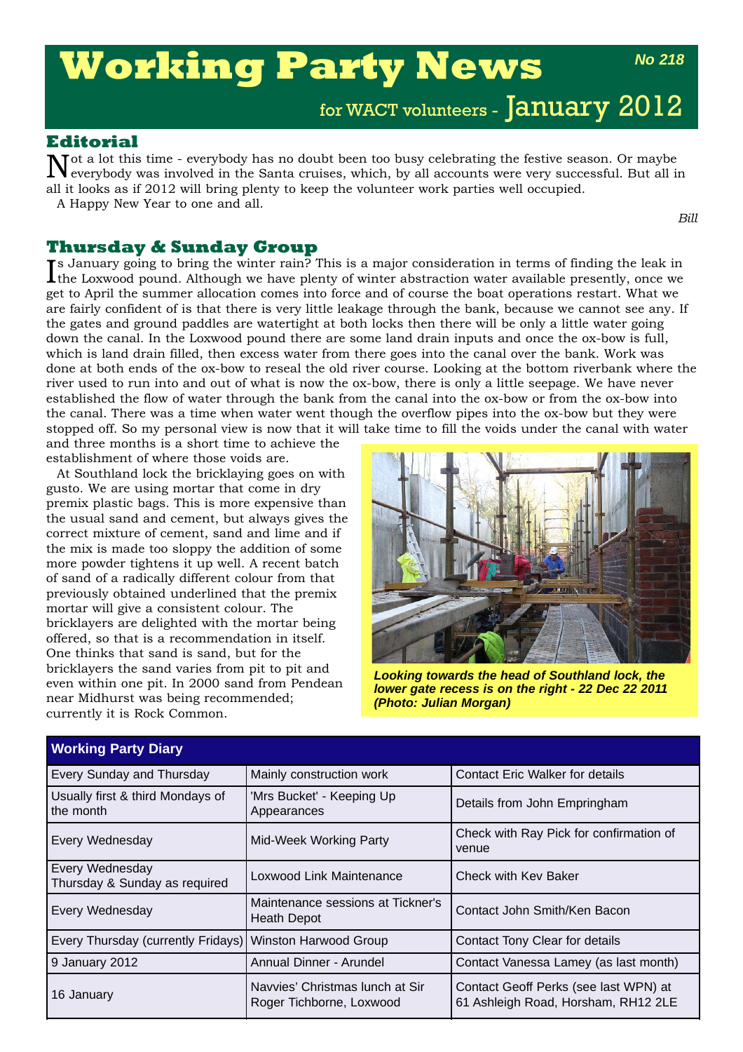# Working Party News

*No 218*

for WACT volunteers - January 2012

## Editorial

Not a lot this time - everybody has no doubt been too busy celebrating the festive season. Or maybe everybody was involved in the Santa cruises, which, by all accounts were very successful. But all in all it looks as if 2012 will bring plenty to keep the volunteer work parties well occupied.

A Happy New Year to one and all.

*Bill*

## Thursday & Sunday Group

Is January going to bring the winter rain? This is a major consideration in terms of finding the leak in the Loxwood pound. Although we have plenty of winter abstraction water available presently, once we get to April the summer allocation comes into force and of course the boat operations restart. What we are fairly confident of is that there is very little leakage through the bank, because we cannot see any. If the gates and ground paddles are watertight at both locks then there will be only a little water going down the canal. In the Loxwood pound there are some land drain inputs and once the ox-bow is full, which is land drain filled, then excess water from there goes into the canal over the bank. Work was done at both ends of the ox-bow to reseal the old river course. Looking at the bottom riverbank where the river used to run into and out of what is now the ox-bow, there is only a little seepage. We have never established the flow of water through the bank from the canal into the ox-bow or from the ox-bow into the canal. There was a time when water went though the overflow pipes into the ox-bow but they were stopped off. So my personal view is now that it will take time to fill the voids under the canal with water and three months is a short time to achieve the establishment of where those voids are.

At Southland lock the bricklaying goes on with gusto. We are using mortar that come in dry premix plastic bags. This is more expensive than the usual sand and cement, but always gives the correct mixture of cement, sand and lime and if the mix is made too sloppy the addition of some more powder tightens it up well. A recent batch of sand of a radically different colour from that previously obtained underlined that the premix mortar will give a consistent colour. The bricklayers are delighted with the mortar being offered, so that is a recommendation in itself. One thinks that sand is sand, but for the bricklayers the sand varies from pit to pit and even within one pit. In 2000 sand from Pendean near Midhurst was being recommended; currently it is Rock Common.

*Looking towards the head of Southland lock, the lower gate recess is on the right - 22 Dec 22 2011 (Photo: Julian Morgan)*

| Working Party Diary | | |
|---|---|---|
| Every Sunday and Thursday | Mainly construction work | Contact Eric Walker for details |
| Usually first & third Mondays of the month | 'Mrs Bucket' - Keeping Up Appearances | Details from John Empringham |
| Every Wednesday | Mid-Week Working Party | Check with Ray Pick for confirmation of venue |
| Every Wednesday Thursday & Sunday as required | Loxwood Link Maintenance | Check with Kev Baker |
| Every Wednesday | Maintenance sessions at Tickner's Heath Depot | Contact John Smith/Ken Bacon |
| Every Thursday (currently Fridays) | Winston Harwood Group | Contact Tony Clear for details |
| 9 January 2012 | Annual Dinner - Arundel | Contact Vanessa Lamey (as last month) |
| 16 January | Navvies' Christmas lunch at Sir Roger Tichborne, Loxwood | Contact Geoff Perks (see last WPN) at 61 Ashleigh Road, Horsham, RH12 2LE |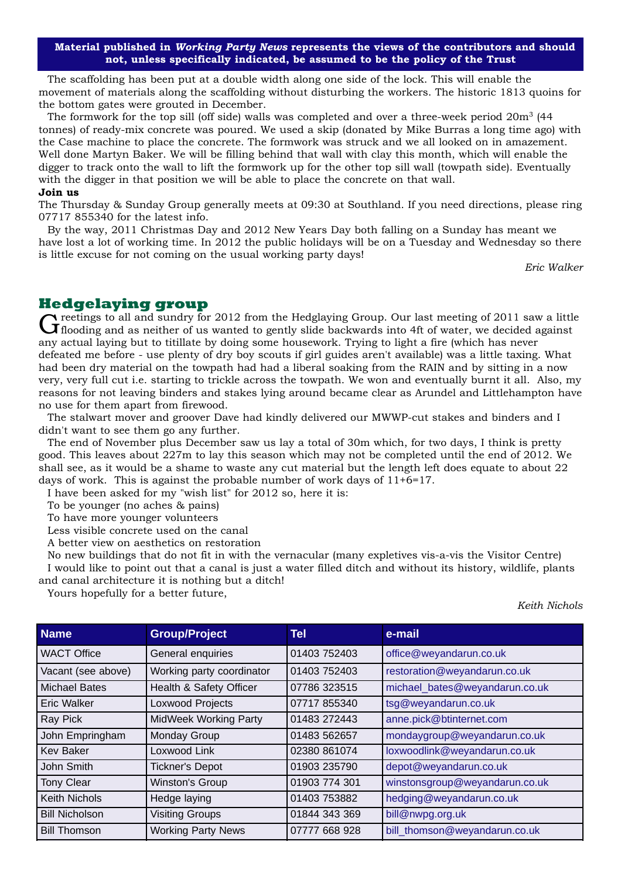**Material published in *Working Party News* represents the views of the contributors and should not, unless specifically indicated, be assumed to be the policy of the Trust**

The scaffolding has been put at a double width along one side of the lock. This will enable the movement of materials along the scaffolding without disturbing the workers. The historic 1813 quoins for the bottom gates were grouted in December.

The formwork for the top sill (off side) walls was completed and over a three-week period 20m$^3$ (44 tonnes) of ready-mix concrete was poured. We used a skip (donated by Mike Burras a long time ago) with the Case machine to place the concrete. The formwork was struck and we all looked on in amazement. Well done Martyn Baker. We will be filling behind that wall with clay this month, which will enable the digger to track onto the wall to lift the formwork up for the other top sill wall (towpath side). Eventually with the digger in that position we will be able to place the concrete on that wall.

**Join us**

The Thursday & Sunday Group generally meets at 09:30 at Southland. If you need directions, please ring 07717 855340 for the latest info.

By the way, 2011 Christmas Day and 2012 New Years Day both falling on a Sunday has meant we have lost a lot of working time. In 2012 the public holidays will be on a Tuesday and Wednesday so there is little excuse for not coming on the usual working party days!

*Eric Walker*

## Hedgelaying group

Greetings to all and sundry for 2012 from the Hedglaying Group. Our last meeting of 2011 saw a little flooding and as neither of us wanted to gently slide backwards into 4ft of water, we decided against any actual laying but to titillate by doing some housework. Trying to light a fire (which has never defeated me before - use plenty of dry boy scouts if girl guides aren't available) was a little taxing. What had been dry material on the towpath had had a liberal soaking from the RAIN and by sitting in a now very, very full cut i.e. starting to trickle across the towpath. We won and eventually burnt it all. Also, my reasons for not leaving binders and stakes lying around became clear as Arundel and Littlehampton have no use for them apart from firewood.

The stalwart mover and groover Dave had kindly delivered our MWWP-cut stakes and binders and I didn't want to see them go any further.

The end of November plus December saw us lay a total of 30m which, for two days, I think is pretty good. This leaves about 227m to lay this season which may not be completed until the end of 2012. We shall see, as it would be a shame to waste any cut material but the length left does equate to about 22 days of work. This is against the probable number of work days of 11+6=17.

I have been asked for my "wish list" for 2012 so, here it is:

To be younger (no aches & pains)

To have more younger volunteers

Less visible concrete used on the canal

A better view on aesthetics on restoration

No new buildings that do not fit in with the vernacular (many expletives vis-a-vis the Visitor Centre)

I would like to point out that a canal is just a water filled ditch and without its history, wildlife, plants and canal architecture it is nothing but a ditch!

Yours hopefully for a better future,

*Keith Nichols*

| Name | Group/Project | Tel | e-mail |
|---|---|---|---|
| WACT Office | General enquiries | 01403 752403 | office@weyandarun.co.uk |
| Vacant (see above) | Working party coordinator | 01403 752403 | restoration@weyandarun.co.uk |
| Michael Bates | Health & Safety Officer | 07786 323515 | michael_bates@weyandarun.co.uk |
| Eric Walker | Loxwood Projects | 07717 855340 | tsg@weyandarun.co.uk |
| Ray Pick | MidWeek Working Party | 01483 272443 | anne.pick@btinternet.com |
| John Empringham | Monday Group | 01483 562657 | mondaygroup@weyandarun.co.uk |
| Kev Baker | Loxwood Link | 02380 861074 | loxwoodlink@weyandarun.co.uk |
| John Smith | Tickner's Depot | 01903 235790 | depot@weyandarun.co.uk |
| Tony Clear | Winston's Group | 01903 774 301 | winstonsgroup@weyandarun.co.uk |
| Keith Nichols | Hedge laying | 01403 753882 | hedging@weyandarun.co.uk |
| Bill Nicholson | Visiting Groups | 01844 343 369 | bill@nwpg.org.uk |
| Bill Thomson | Working Party News | 07777 668 928 | bill_thomson@weyandarun.co.uk |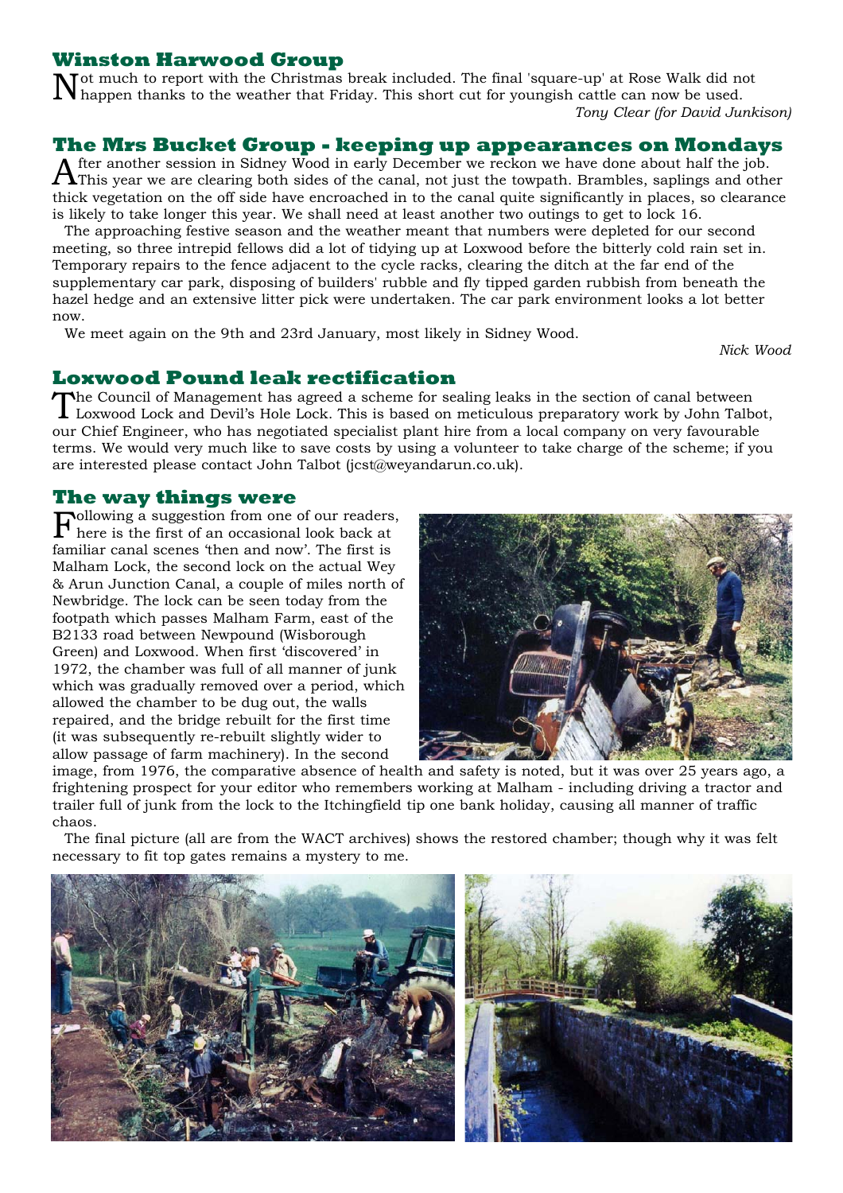## Winston Harwood Group

Not much to report with the Christmas break included. The final 'square-up' at Rose Walk did not happen thanks to the weather that Friday. This short cut for youngish cattle can now be used.

*Tony Clear (for David Junkison)*

## The Mrs Bucket Group - keeping up appearances on Mondays

After another session in Sidney Wood in early December we reckon we have done about half the job. This year we are clearing both sides of the canal, not just the towpath. Brambles, saplings and other thick vegetation on the off side have encroached in to the canal quite significantly in places, so clearance is likely to take longer this year. We shall need at least another two outings to get to lock 16.

The approaching festive season and the weather meant that numbers were depleted for our second meeting, so three intrepid fellows did a lot of tidying up at Loxwood before the bitterly cold rain set in. Temporary repairs to the fence adjacent to the cycle racks, clearing the ditch at the far end of the supplementary car park, disposing of builders' rubble and fly tipped garden rubbish from beneath the hazel hedge and an extensive litter pick were undertaken. The car park environment looks a lot better now.

We meet again on the 9th and 23rd January, most likely in Sidney Wood.

*Nick Wood*

## Loxwood Pound leak rectification

The Council of Management has agreed a scheme for sealing leaks in the section of canal between Loxwood Lock and Devil's Hole Lock. This is based on meticulous preparatory work by John Talbot, our Chief Engineer, who has negotiated specialist plant hire from a local company on very favourable terms. We would very much like to save costs by using a volunteer to take charge of the scheme; if you are interested please contact John Talbot (jcst@weyandarun.co.uk).

## The way things were

Following a suggestion from one of our readers, here is the first of an occasional look back at familiar canal scenes 'then and now'. The first is Malham Lock, the second lock on the actual Wey & Arun Junction Canal, a couple of miles north of Newbridge. The lock can be seen today from the footpath which passes Malham Farm, east of the B2133 road between Newpound (Wisborough Green) and Loxwood. When first 'discovered' in 1972, the chamber was full of all manner of junk which was gradually removed over a period, which allowed the chamber to be dug out, the walls repaired, and the bridge rebuilt for the first time (it was subsequently re-rebuilt slightly wider to allow passage of farm machinery). In the second image, from 1976, the comparative absence of health and safety is noted, but it was over 25 years ago, a frightening prospect for your editor who remembers working at Malham - including driving a tractor and trailer full of junk from the lock to the Itchingfield tip one bank holiday, causing all manner of traffic chaos.

The final picture (all are from the WACT archives) shows the restored chamber; though why it was felt necessary to fit top gates remains a mystery to me.